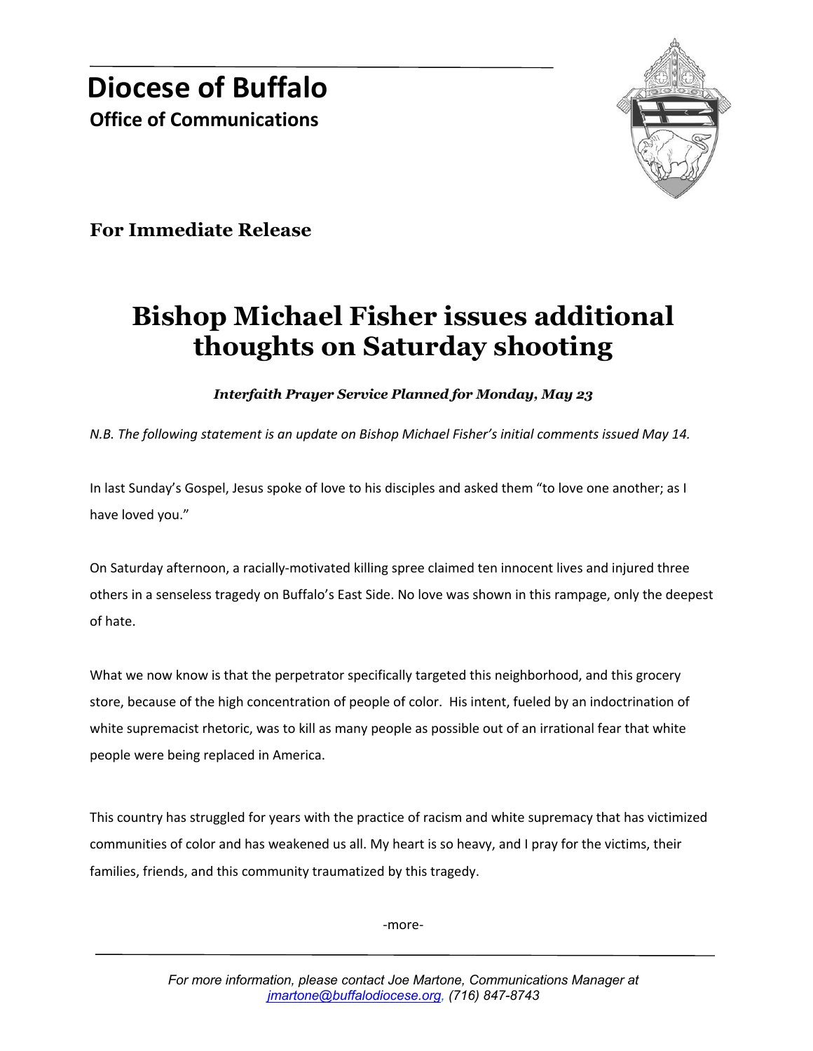# Diocese of Buffalo

**Office of Communications**

**For Immediate Release**

## Bishop Michael Fisher issues additional thoughts on Saturday shooting

***Interfaith Prayer Service Planned for Monday, May 23***

*N.B. The following statement is an update on Bishop Michael Fisher's initial comments issued May 14.*

In last Sunday's Gospel, Jesus spoke of love to his disciples and asked them "to love one another; as I have loved you."

On Saturday afternoon, a racially-motivated killing spree claimed ten innocent lives and injured three others in a senseless tragedy on Buffalo's East Side. No love was shown in this rampage, only the deepest of hate.

What we now know is that the perpetrator specifically targeted this neighborhood, and this grocery store, because of the high concentration of people of color. His intent, fueled by an indoctrination of white supremacist rhetoric, was to kill as many people as possible out of an irrational fear that white people were being replaced in America.

This country has struggled for years with the practice of racism and white supremacy that has victimized communities of color and has weakened us all. My heart is so heavy, and I pray for the victims, their families, friends, and this community traumatized by this tragedy.

-more-

*For more information, please contact Joe Martone, Communications Manager at jmartone@buffalodiocese.org, (716) 847-8743*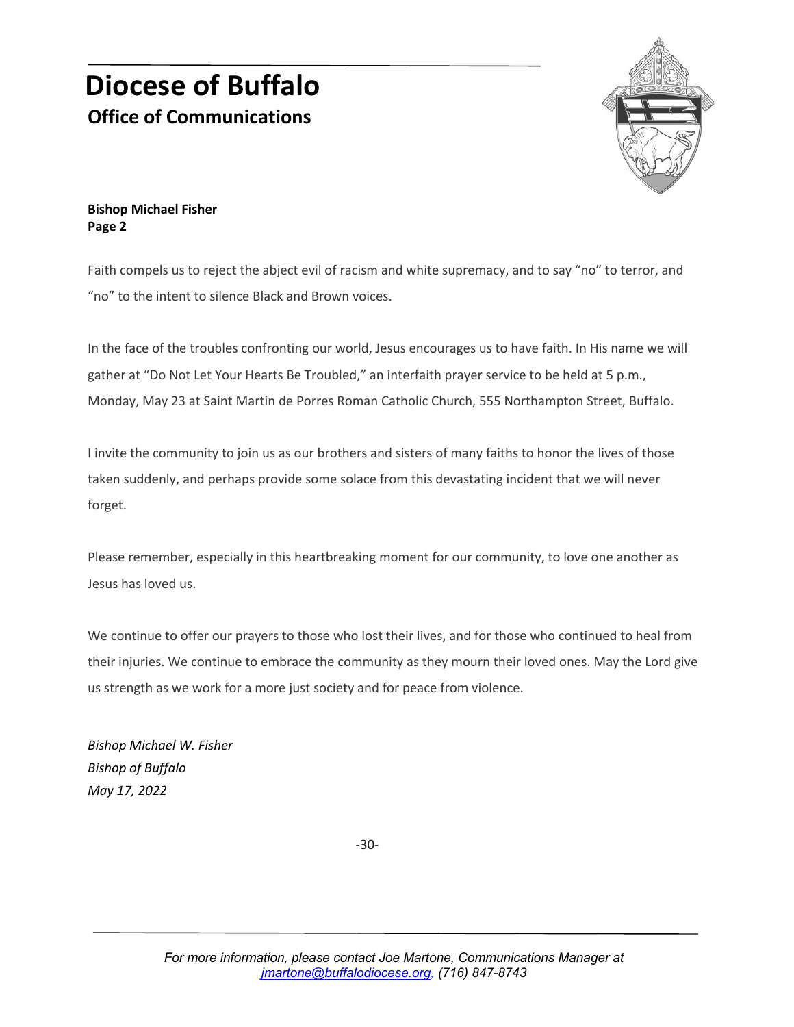# Diocese of Buffalo

## Office of Communications

**Bishop Michael Fisher**
**Page 2**

Faith compels us to reject the abject evil of racism and white supremacy, and to say "no" to terror, and "no" to the intent to silence Black and Brown voices.

In the face of the troubles confronting our world, Jesus encourages us to have faith. In His name we will gather at "Do Not Let Your Hearts Be Troubled," an interfaith prayer service to be held at 5 p.m., Monday, May 23 at Saint Martin de Porres Roman Catholic Church, 555 Northampton Street, Buffalo.

I invite the community to join us as our brothers and sisters of many faiths to honor the lives of those taken suddenly, and perhaps provide some solace from this devastating incident that we will never forget.

Please remember, especially in this heartbreaking moment for our community, to love one another as Jesus has loved us.

We continue to offer our prayers to those who lost their lives, and for those who continued to heal from their injuries. We continue to embrace the community as they mourn their loved ones. May the Lord give us strength as we work for a more just society and for peace from violence.

*Bishop Michael W. Fisher*
*Bishop of Buffalo*
*May 17, 2022*

-30-

*For more information, please contact Joe Martone, Communications Manager at jmartone@buffalodiocese.org, (716) 847-8743*